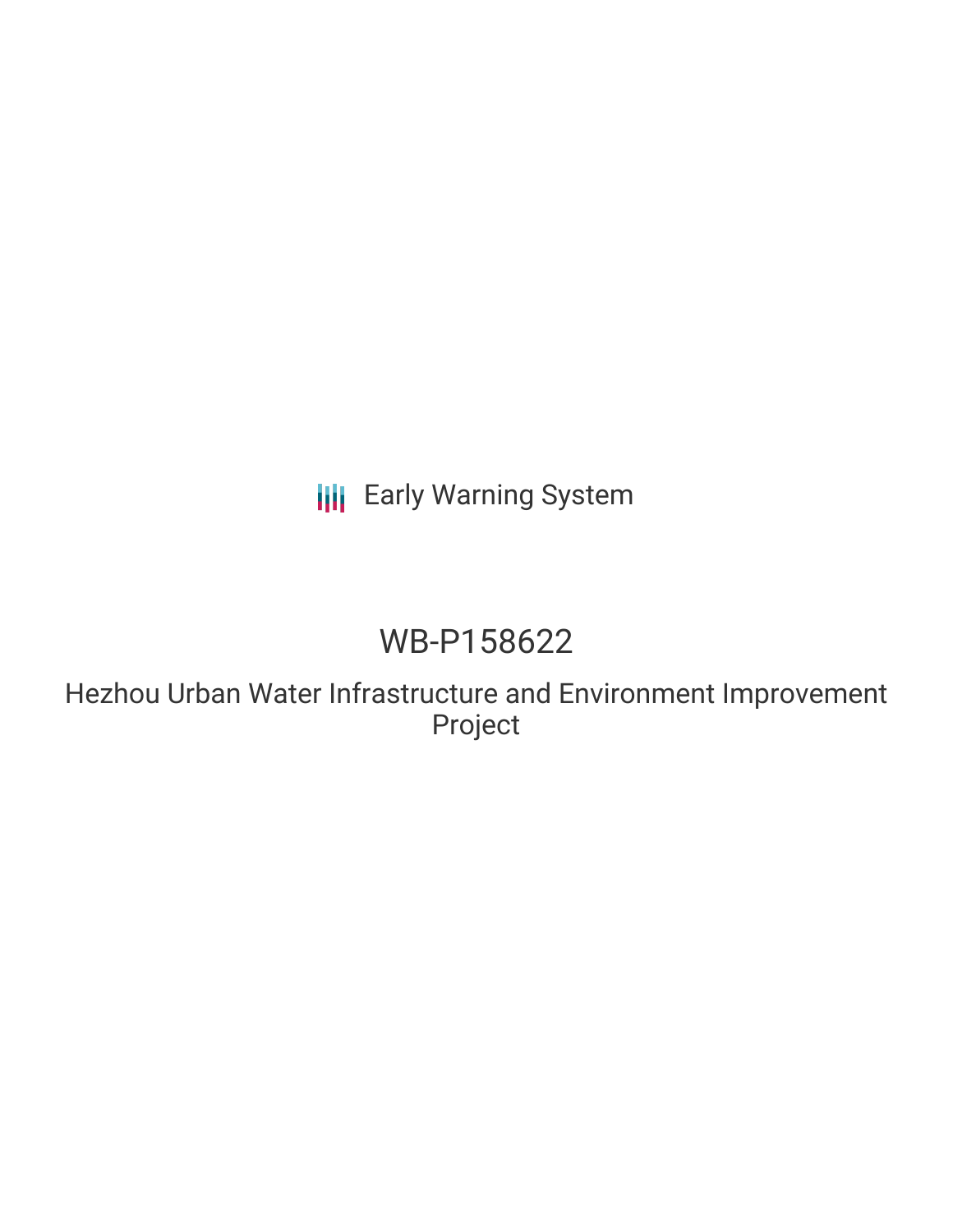Early Warning System

# WB-P158622

## Hezhou Urban Water Infrastructure and Environment Improvement Project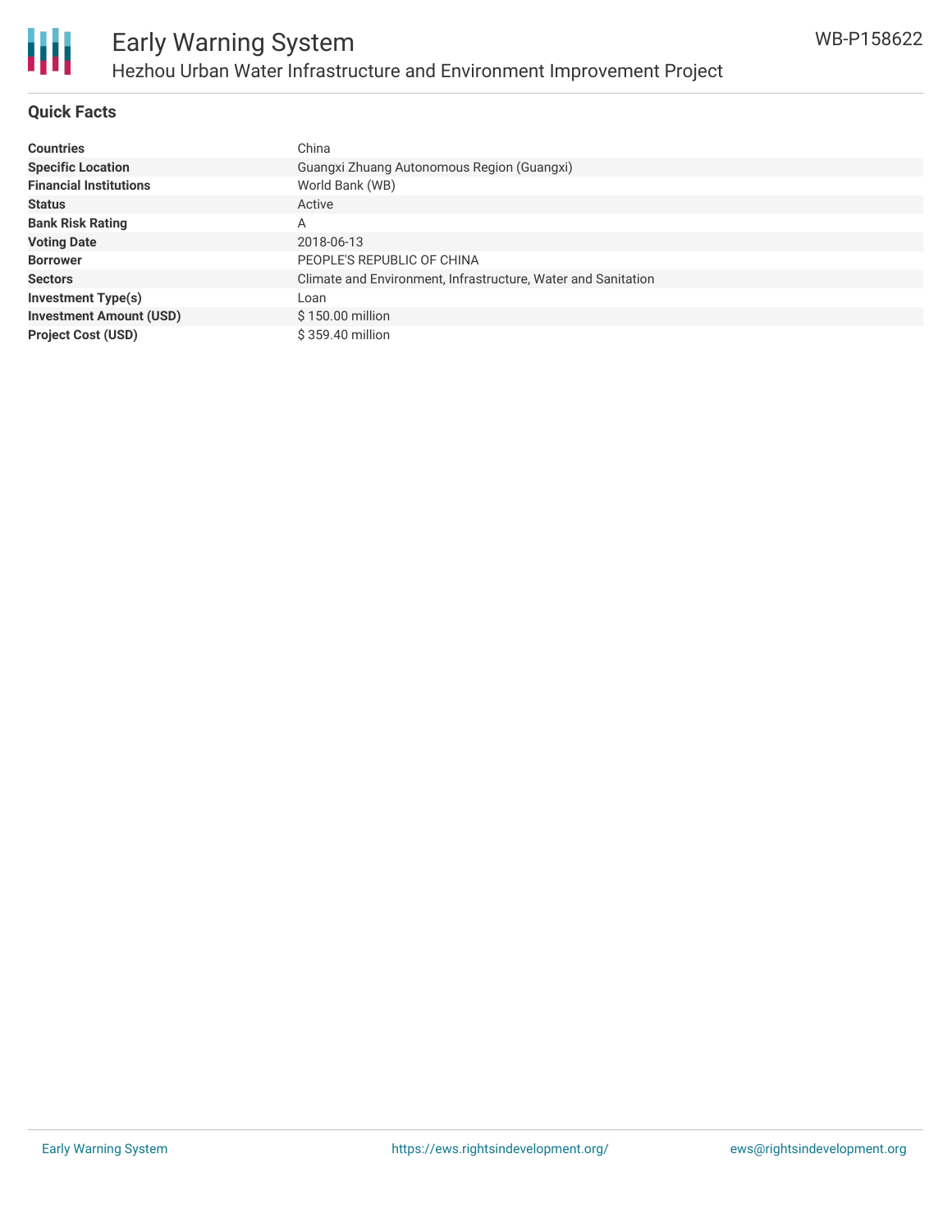## Quick Facts

| | |
|---|---|
| **Countries** | China |
| **Specific Location** | Guangxi Zhuang Autonomous Region (Guangxi) |
| **Financial Institutions** | World Bank (WB) |
| **Status** | Active |
| **Bank Risk Rating** | A |
| **Voting Date** | 2018-06-13 |
| **Borrower** | PEOPLE'S REPUBLIC OF CHINA |
| **Sectors** | Climate and Environment, Infrastructure, Water and Sanitation |
| **Investment Type(s)** | Loan |
| **Investment Amount (USD)** | $ 150.00 million |
| **Project Cost (USD)** | $ 359.40 million |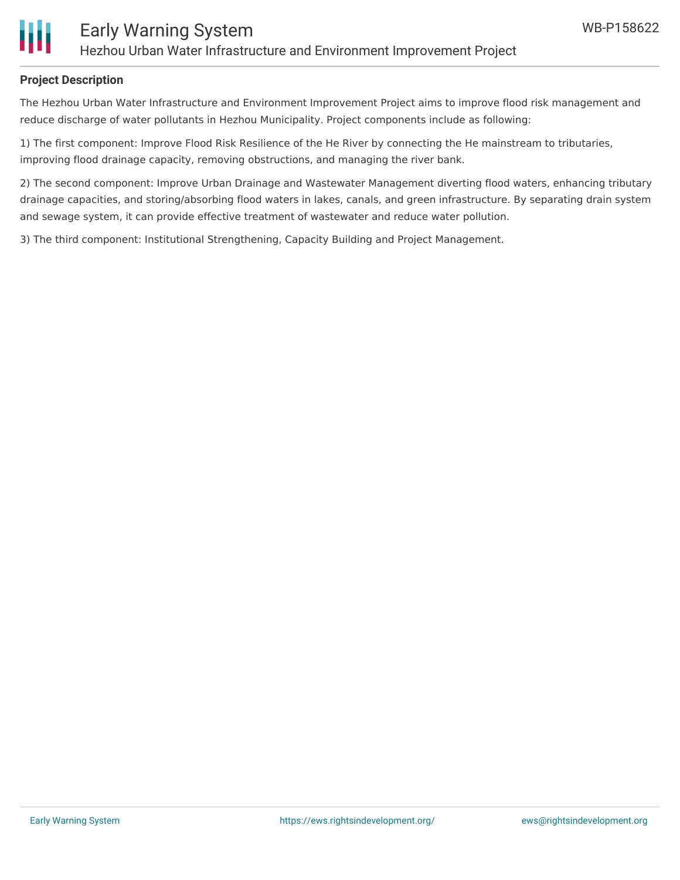## Project Description

The Hezhou Urban Water Infrastructure and Environment Improvement Project aims to improve flood risk management and reduce discharge of water pollutants in Hezhou Municipality. Project components include as following:

1) The first component: Improve Flood Risk Resilience of the He River by connecting the He mainstream to tributaries, improving flood drainage capacity, removing obstructions, and managing the river bank.

2) The second component: Improve Urban Drainage and Wastewater Management diverting flood waters, enhancing tributary drainage capacities, and storing/absorbing flood waters in lakes, canals, and green infrastructure. By separating drain system and sewage system, it can provide effective treatment of wastewater and reduce water pollution.

3) The third component: Institutional Strengthening, Capacity Building and Project Management.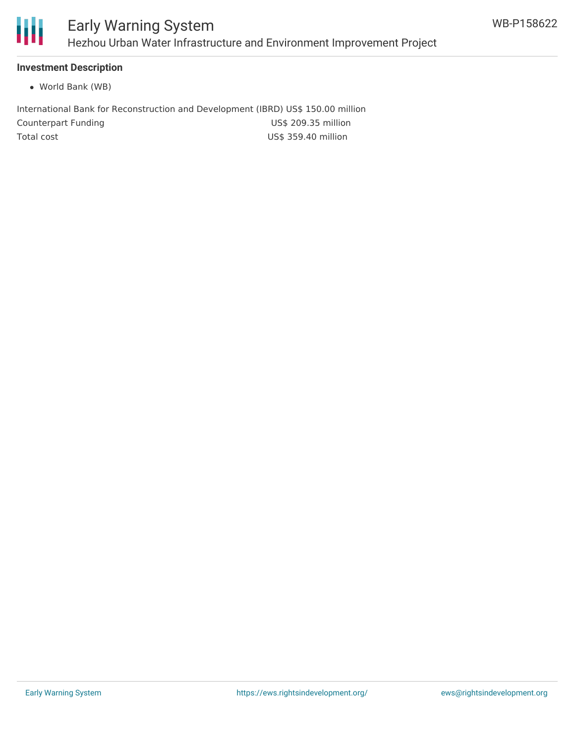### Investment Description

- World Bank (WB)

| | |
|---|---|
| International Bank for Reconstruction and Development (IBRD) | US$ 150.00 million |
| Counterpart Funding | US$ 209.35 million |
| Total cost | US$ 359.40 million |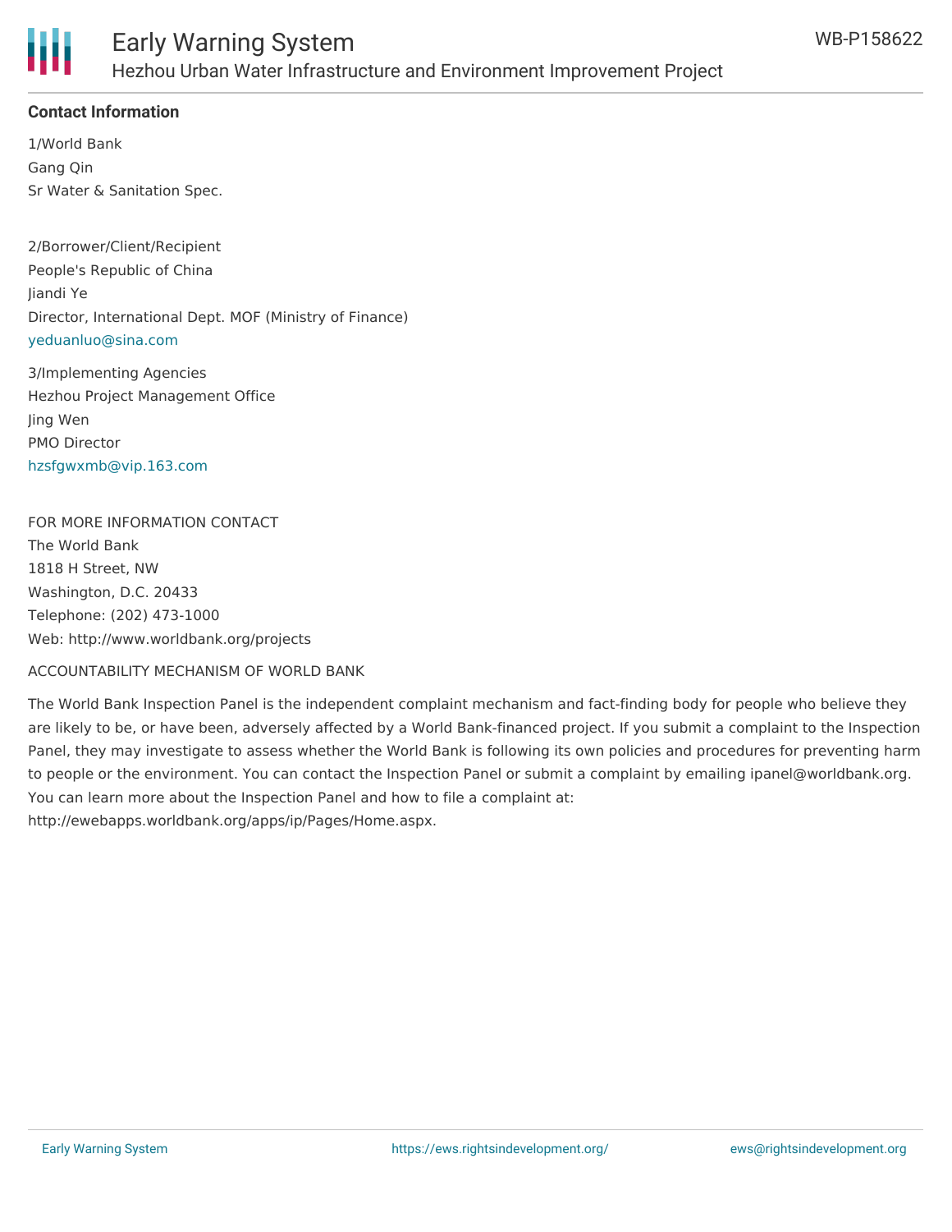**Contact Information**

1/World Bank
Gang Qin
Sr Water & Sanitation Spec.

2/Borrower/Client/Recipient
People's Republic of China
Jiandi Ye
Director, International Dept. MOF (Ministry of Finance)
yeduanluo@sina.com

3/Implementing Agencies
Hezhou Project Management Office
Jing Wen
PMO Director
hzsfgwxmb@vip.163.com

FOR MORE INFORMATION CONTACT
The World Bank
1818 H Street, NW
Washington, D.C. 20433
Telephone: (202) 473-1000
Web: http://www.worldbank.org/projects

ACCOUNTABILITY MECHANISM OF WORLD BANK

The World Bank Inspection Panel is the independent complaint mechanism and fact-finding body for people who believe they are likely to be, or have been, adversely affected by a World Bank-financed project. If you submit a complaint to the Inspection Panel, they may investigate to assess whether the World Bank is following its own policies and procedures for preventing harm to people or the environment. You can contact the Inspection Panel or submit a complaint by emailing ipanel@worldbank.org. You can learn more about the Inspection Panel and how to file a complaint at: http://ewebapps.worldbank.org/apps/ip/Pages/Home.aspx.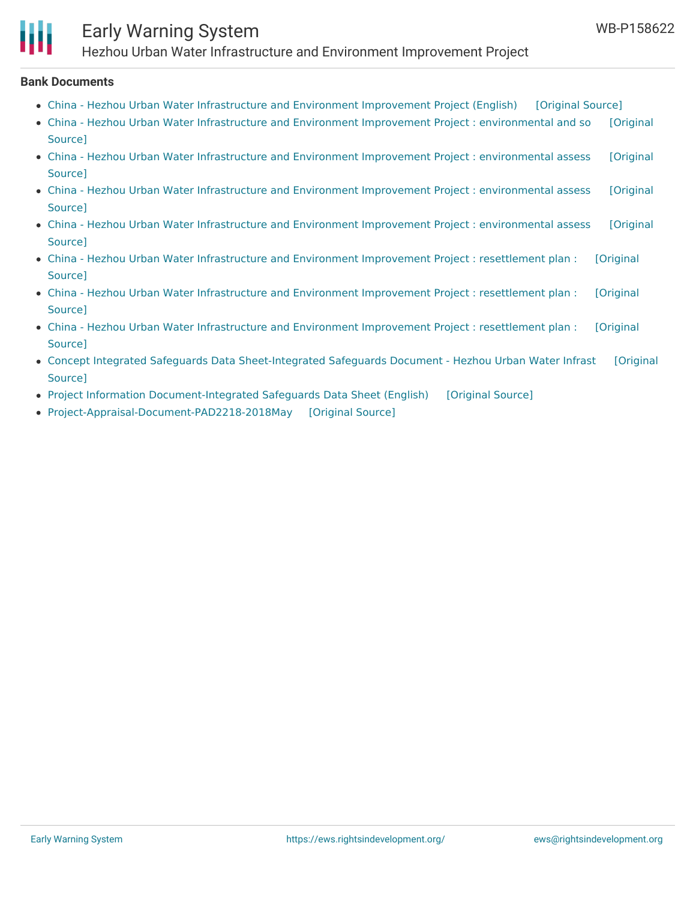**Bank Documents**

- China - Hezhou Urban Water Infrastructure and Environment Improvement Project (English) [Original Source]
- China - Hezhou Urban Water Infrastructure and Environment Improvement Project : environmental and so [Original Source]
- China - Hezhou Urban Water Infrastructure and Environment Improvement Project : environmental assess [Original Source]
- China - Hezhou Urban Water Infrastructure and Environment Improvement Project : environmental assess [Original Source]
- China - Hezhou Urban Water Infrastructure and Environment Improvement Project : environmental assess [Original Source]
- China - Hezhou Urban Water Infrastructure and Environment Improvement Project : resettlement plan : [Original Source]
- China - Hezhou Urban Water Infrastructure and Environment Improvement Project : resettlement plan : [Original Source]
- China - Hezhou Urban Water Infrastructure and Environment Improvement Project : resettlement plan : [Original Source]
- Concept Integrated Safeguards Data Sheet-Integrated Safeguards Document - Hezhou Urban Water Infrast [Original Source]
- Project Information Document-Integrated Safeguards Data Sheet (English) [Original Source]
- Project-Appraisal-Document-PAD2218-2018May [Original Source]